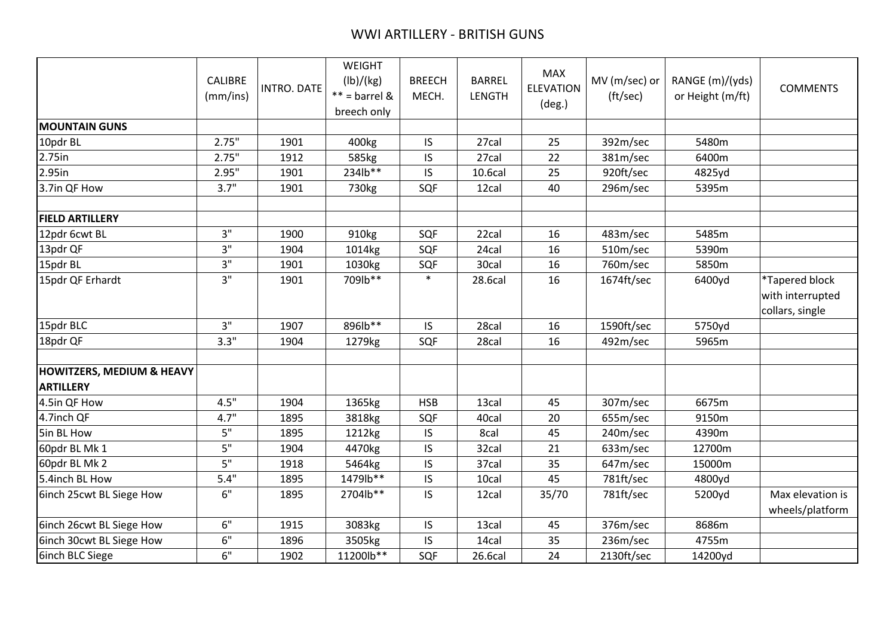# WWI ARTILLERY - BRITISH GUNS

| | CALIBRE (mm/ins) | INTRO. DATE | WEIGHT (lb)/(kg) ** = barrel & breech only | BREECH MECH. | BARREL LENGTH | MAX ELEVATION (deg.) | MV (m/sec) or (ft/sec) | RANGE (m)/(yds) or Height (m/ft) | COMMENTS |
|---|---|---|---|---|---|---|---|---|---|
| **MOUNTAIN GUNS** | | | | | | | | | |
| 10pdr BL | 2.75" | 1901 | 400kg | IS | 27cal | 25 | 392m/sec | 5480m | |
| 2.75in | 2.75" | 1912 | 585kg | IS | 27cal | 22 | 381m/sec | 6400m | |
| 2.95in | 2.95" | 1901 | 234lb** | IS | 10.6cal | 25 | 920ft/sec | 4825yd | |
| 3.7in QF How | 3.7" | 1901 | 730kg | SQF | 12cal | 40 | 296m/sec | 5395m | |
| | | | | | | | | | |
| **FIELD ARTILLERY** | | | | | | | | | |
| 12pdr 6cwt BL | 3" | 1900 | 910kg | SQF | 22cal | 16 | 483m/sec | 5485m | |
| 13pdr QF | 3" | 1904 | 1014kg | SQF | 24cal | 16 | 510m/sec | 5390m | |
| 15pdr BL | 3" | 1901 | 1030kg | SQF | 30cal | 16 | 760m/sec | 5850m | |
| 15pdr QF Erhardt | 3" | 1901 | 709lb** | * | 28.6cal | 16 | 1674ft/sec | 6400yd | *Tapered block with interrupted collars, single |
| 15pdr BLC | 3" | 1907 | 896lb** | IS | 28cal | 16 | 1590ft/sec | 5750yd | |
| 18pdr QF | 3.3" | 1904 | 1279kg | SQF | 28cal | 16 | 492m/sec | 5965m | |
| | | | | | | | | | |
| **HOWITZERS, MEDIUM & HEAVY ARTILLERY** | | | | | | | | | |
| 4.5in QF How | 4.5" | 1904 | 1365kg | HSB | 13cal | 45 | 307m/sec | 6675m | |
| 4.7inch QF | 4.7" | 1895 | 3818kg | SQF | 40cal | 20 | 655m/sec | 9150m | |
| 5in BL How | 5" | 1895 | 1212kg | IS | 8cal | 45 | 240m/sec | 4390m | |
| 60pdr BL Mk 1 | 5" | 1904 | 4470kg | IS | 32cal | 21 | 633m/sec | 12700m | |
| 60pdr BL Mk 2 | 5" | 1918 | 5464kg | IS | 37cal | 35 | 647m/sec | 15000m | |
| 5.4inch BL How | 5.4" | 1895 | 1479lb** | IS | 10cal | 45 | 781ft/sec | 4800yd | |
| 6inch 25cwt BL Siege How | 6" | 1895 | 2704lb** | IS | 12cal | 35/70 | 781ft/sec | 5200yd | Max elevation is wheels/platform |
| 6inch 26cwt BL Siege How | 6" | 1915 | 3083kg | IS | 13cal | 45 | 376m/sec | 8686m | |
| 6inch 30cwt BL Siege How | 6" | 1896 | 3505kg | IS | 14cal | 35 | 236m/sec | 4755m | |
| 6inch BLC Siege | 6" | 1902 | 11200lb** | SQF | 26.6cal | 24 | 2130ft/sec | 14200yd | |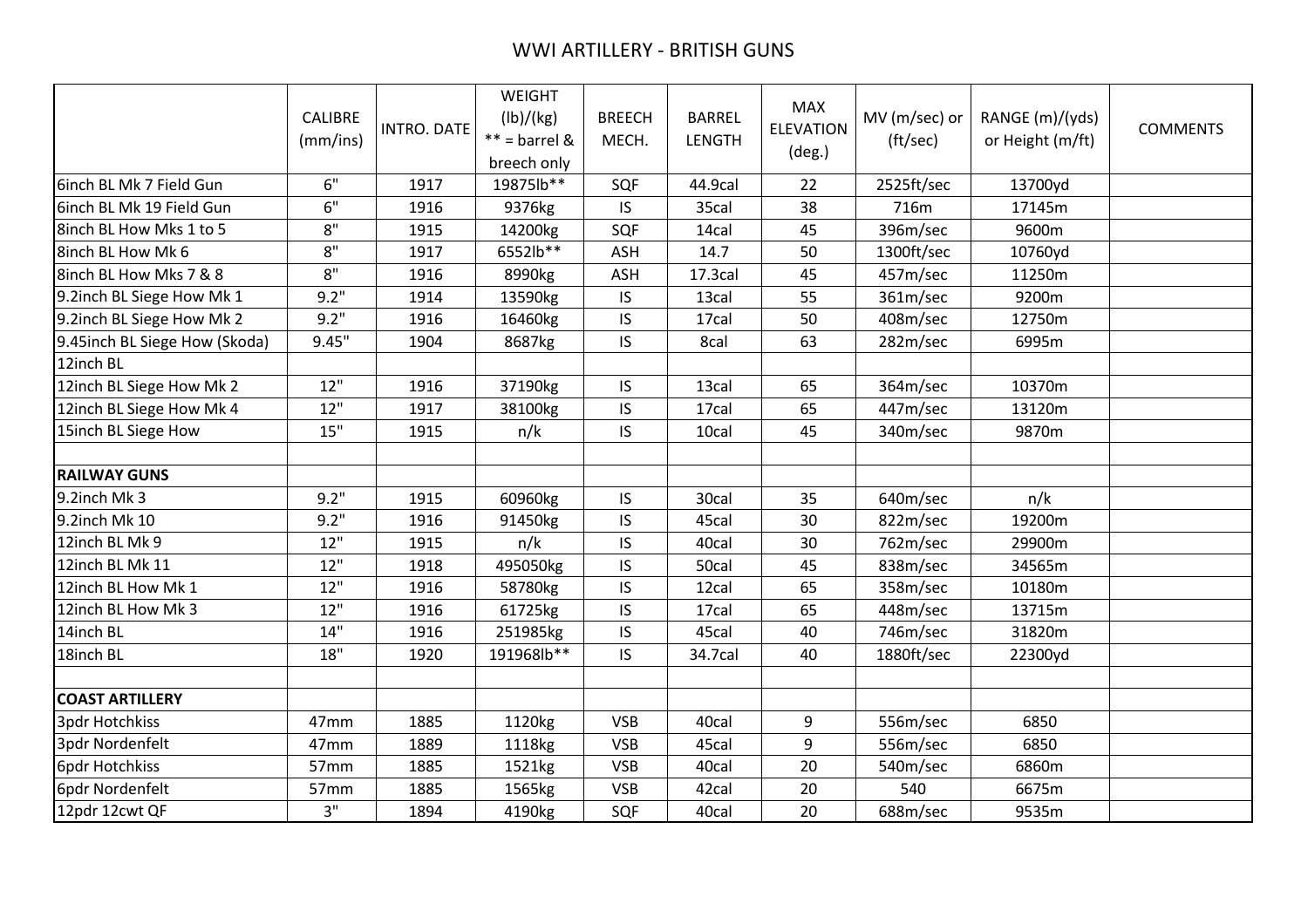# WWI ARTILLERY - BRITISH GUNS

| | CALIBRE (mm/ins) | INTRO. DATE | WEIGHT (lb)/(kg) ** = barrel & breech only | BREECH MECH. | BARREL LENGTH | MAX ELEVATION (deg.) | MV (m/sec) or (ft/sec) | RANGE (m)/(yds) or Height (m/ft) | COMMENTS |
|---|---|---|---|---|---|---|---|---|---|
| 6inch BL Mk 7 Field Gun | 6" | 1917 | 19875lb** | SQF | 44.9cal | 22 | 2525ft/sec | 13700yd | |
| 6inch BL Mk 19 Field Gun | 6" | 1916 | 9376kg | IS | 35cal | 38 | 716m | 17145m | |
| 8inch BL How Mks 1 to 5 | 8" | 1915 | 14200kg | SQF | 14cal | 45 | 396m/sec | 9600m | |
| 8inch BL How Mk 6 | 8" | 1917 | 6552lb** | ASH | 14.7 | 50 | 1300ft/sec | 10760yd | |
| 8inch BL How Mks 7 & 8 | 8" | 1916 | 8990kg | ASH | 17.3cal | 45 | 457m/sec | 11250m | |
| 9.2inch BL Siege How Mk 1 | 9.2" | 1914 | 13590kg | IS | 13cal | 55 | 361m/sec | 9200m | |
| 9.2inch BL Siege How Mk 2 | 9.2" | 1916 | 16460kg | IS | 17cal | 50 | 408m/sec | 12750m | |
| 9.45inch BL Siege How (Skoda) | 9.45" | 1904 | 8687kg | IS | 8cal | 63 | 282m/sec | 6995m | |
| 12inch BL | | | | | | | | | |
| 12inch BL Siege How Mk 2 | 12" | 1916 | 37190kg | IS | 13cal | 65 | 364m/sec | 10370m | |
| 12inch BL Siege How Mk 4 | 12" | 1917 | 38100kg | IS | 17cal | 65 | 447m/sec | 13120m | |
| 15inch BL Siege How | 15" | 1915 | n/k | IS | 10cal | 45 | 340m/sec | 9870m | |
| | | | | | | | | | |
| **RAILWAY GUNS** | | | | | | | | | |
| 9.2inch Mk 3 | 9.2" | 1915 | 60960kg | IS | 30cal | 35 | 640m/sec | n/k | |
| 9.2inch Mk 10 | 9.2" | 1916 | 91450kg | IS | 45cal | 30 | 822m/sec | 19200m | |
| 12inch BL Mk 9 | 12" | 1915 | n/k | IS | 40cal | 30 | 762m/sec | 29900m | |
| 12inch BL Mk 11 | 12" | 1918 | 495050kg | IS | 50cal | 45 | 838m/sec | 34565m | |
| 12inch BL How Mk 1 | 12" | 1916 | 58780kg | IS | 12cal | 65 | 358m/sec | 10180m | |
| 12inch BL How Mk 3 | 12" | 1916 | 61725kg | IS | 17cal | 65 | 448m/sec | 13715m | |
| 14inch BL | 14" | 1916 | 251985kg | IS | 45cal | 40 | 746m/sec | 31820m | |
| 18inch BL | 18" | 1920 | 191968lb** | IS | 34.7cal | 40 | 1880ft/sec | 22300yd | |
| | | | | | | | | | |
| **COAST ARTILLERY** | | | | | | | | | |
| 3pdr Hotchkiss | 47mm | 1885 | 1120kg | VSB | 40cal | 9 | 556m/sec | 6850 | |
| 3pdr Nordenfelt | 47mm | 1889 | 1118kg | VSB | 45cal | 9 | 556m/sec | 6850 | |
| 6pdr Hotchkiss | 57mm | 1885 | 1521kg | VSB | 40cal | 20 | 540m/sec | 6860m | |
| 6pdr Nordenfelt | 57mm | 1885 | 1565kg | VSB | 42cal | 20 | 540 | 6675m | |
| 12pdr 12cwt QF | 3" | 1894 | 4190kg | SQF | 40cal | 20 | 688m/sec | 9535m | |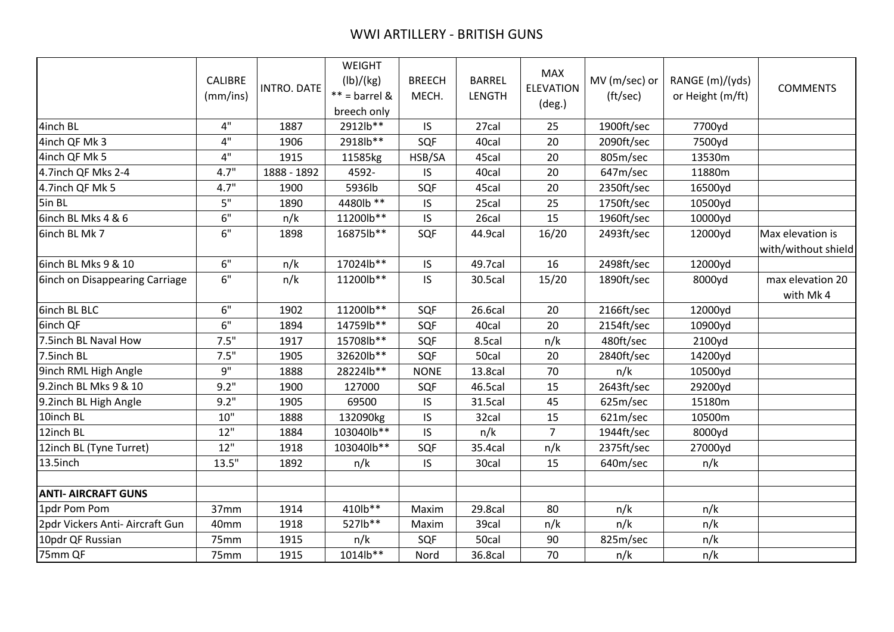# WWI ARTILLERY - BRITISH GUNS

| | CALIBRE (mm/ins) | INTRO. DATE | WEIGHT (lb)/(kg) ** = barrel & breech only | BREECH MECH. | BARREL LENGTH | MAX ELEVATION (deg.) | MV (m/sec) or (ft/sec) | RANGE (m)/(yds) or Height (m/ft) | COMMENTS |
|---|---|---|---|---|---|---|---|---|---|
| 4inch BL | 4" | 1887 | 2912lb** | IS | 27cal | 25 | 1900ft/sec | 7700yd | |
| 4inch QF Mk 3 | 4" | 1906 | 2918lb** | SQF | 40cal | 20 | 2090ft/sec | 7500yd | |
| 4inch QF Mk 5 | 4" | 1915 | 11585kg | HSB/SA | 45cal | 20 | 805m/sec | 13530m | |
| 4.7inch QF Mks 2-4 | 4.7" | 1888 - 1892 | 4592- | IS | 40cal | 20 | 647m/sec | 11880m | |
| 4.7inch QF Mk 5 | 4.7" | 1900 | 5936lb | SQF | 45cal | 20 | 2350ft/sec | 16500yd | |
| 5in BL | 5" | 1890 | 4480lb ** | IS | 25cal | 25 | 1750ft/sec | 10500yd | |
| 6inch BL Mks 4 & 6 | 6" | n/k | 11200lb** | IS | 26cal | 15 | 1960ft/sec | 10000yd | |
| 6inch BL Mk 7 | 6" | 1898 | 16875lb** | SQF | 44.9cal | 16/20 | 2493ft/sec | 12000yd | Max elevation is with/without shield |
| 6inch BL Mks 9 & 10 | 6" | n/k | 17024lb** | IS | 49.7cal | 16 | 2498ft/sec | 12000yd | |
| 6inch on Disappearing Carriage | 6" | n/k | 11200lb** | IS | 30.5cal | 15/20 | 1890ft/sec | 8000yd | max elevation 20 with Mk 4 |
| 6inch BL BLC | 6" | 1902 | 11200lb** | SQF | 26.6cal | 20 | 2166ft/sec | 12000yd | |
| 6inch QF | 6" | 1894 | 14759lb** | SQF | 40cal | 20 | 2154ft/sec | 10900yd | |
| 7.5inch BL Naval How | 7.5" | 1917 | 15708lb** | SQF | 8.5cal | n/k | 480ft/sec | 2100yd | |
| 7.5inch BL | 7.5" | 1905 | 32620lb** | SQF | 50cal | 20 | 2840ft/sec | 14200yd | |
| 9inch RML High Angle | 9" | 1888 | 28224lb** | NONE | 13.8cal | 70 | n/k | 10500yd | |
| 9.2inch BL Mks 9 & 10 | 9.2" | 1900 | 127000 | SQF | 46.5cal | 15 | 2643ft/sec | 29200yd | |
| 9.2inch BL High Angle | 9.2" | 1905 | 69500 | IS | 31.5cal | 45 | 625m/sec | 15180m | |
| 10inch BL | 10" | 1888 | 132090kg | IS | 32cal | 15 | 621m/sec | 10500m | |
| 12inch BL | 12" | 1884 | 103040lb** | IS | n/k | 7 | 1944ft/sec | 8000yd | |
| 12inch BL (Tyne Turret) | 12" | 1918 | 103040lb** | SQF | 35.4cal | n/k | 2375ft/sec | 27000yd | |
| 13.5inch | 13.5" | 1892 | n/k | IS | 30cal | 15 | 640m/sec | n/k | |
| | | | | | | | | | |
| **ANTI- AIRCRAFT GUNS** | | | | | | | | | |
| 1pdr Pom Pom | 37mm | 1914 | 410lb** | Maxim | 29.8cal | 80 | n/k | n/k | |
| 2pdr Vickers Anti- Aircraft Gun | 40mm | 1918 | 527lb** | Maxim | 39cal | n/k | n/k | n/k | |
| 10pdr QF Russian | 75mm | 1915 | n/k | SQF | 50cal | 90 | 825m/sec | n/k | |
| 75mm QF | 75mm | 1915 | 1014lb** | Nord | 36.8cal | 70 | n/k | n/k | |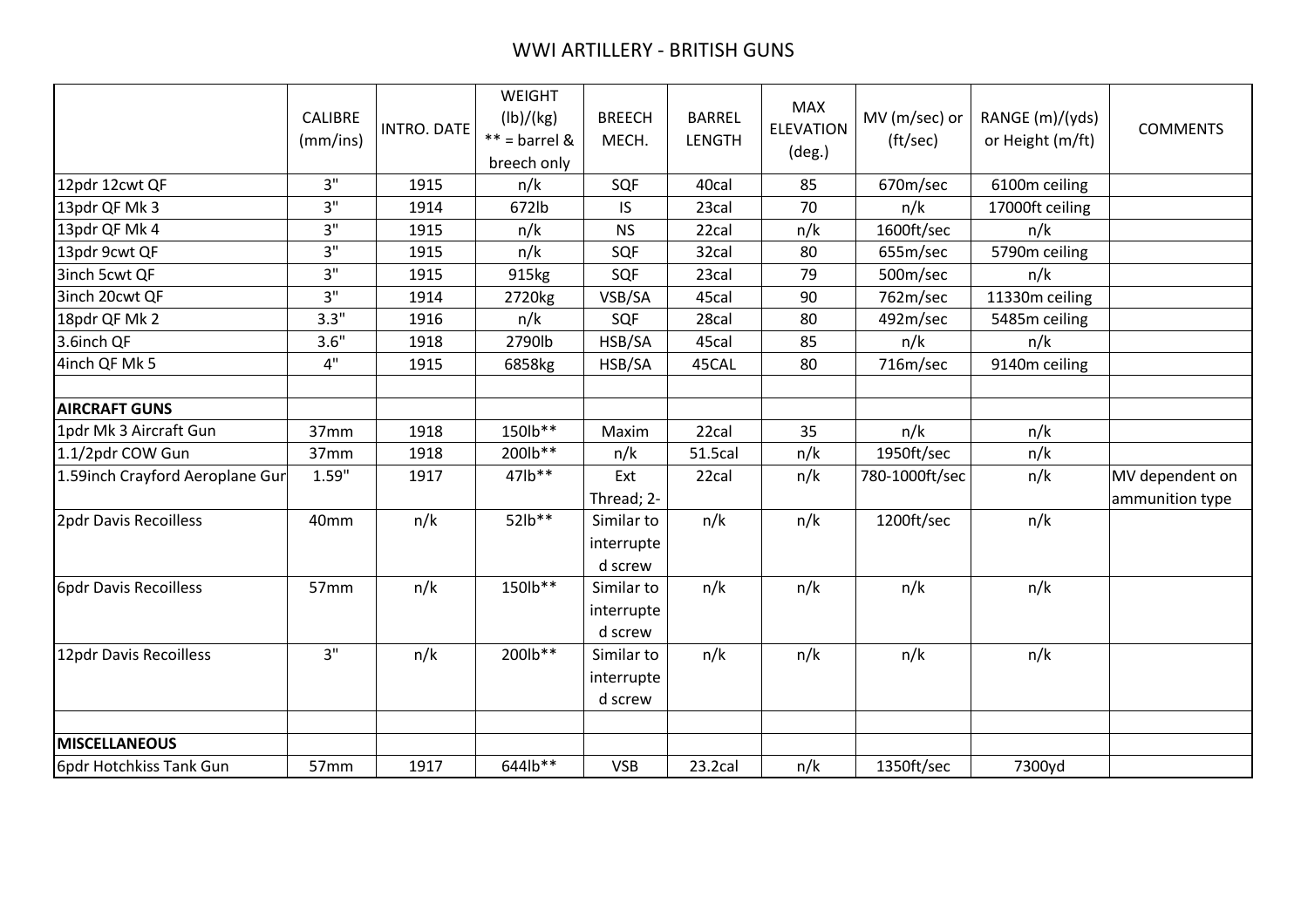# WWI ARTILLERY - BRITISH GUNS

| | CALIBRE (mm/ins) | INTRO. DATE | WEIGHT (lb)/(kg) ** = barrel & breech only | BREECH MECH. | BARREL LENGTH | MAX ELEVATION (deg.) | MV (m/sec) or (ft/sec) | RANGE (m)/(yds) or Height (m/ft) | COMMENTS |
|---|---|---|---|---|---|---|---|---|---|
| 12pdr 12cwt QF | 3" | 1915 | n/k | SQF | 40cal | 85 | 670m/sec | 6100m ceiling | |
| 13pdr QF Mk 3 | 3" | 1914 | 672lb | IS | 23cal | 70 | n/k | 17000ft ceiling | |
| 13pdr QF Mk 4 | 3" | 1915 | n/k | NS | 22cal | n/k | 1600ft/sec | n/k | |
| 13pdr 9cwt QF | 3" | 1915 | n/k | SQF | 32cal | 80 | 655m/sec | 5790m ceiling | |
| 3inch 5cwt QF | 3" | 1915 | 915kg | SQF | 23cal | 79 | 500m/sec | n/k | |
| 3inch 20cwt QF | 3" | 1914 | 2720kg | VSB/SA | 45cal | 90 | 762m/sec | 11330m ceiling | |
| 18pdr QF Mk 2 | 3.3" | 1916 | n/k | SQF | 28cal | 80 | 492m/sec | 5485m ceiling | |
| 3.6inch QF | 3.6" | 1918 | 2790lb | HSB/SA | 45cal | 85 | n/k | n/k | |
| 4inch QF Mk 5 | 4" | 1915 | 6858kg | HSB/SA | 45CAL | 80 | 716m/sec | 9140m ceiling | |
| | | | | | | | | | |
| **AIRCRAFT GUNS** | | | | | | | | | |
| 1pdr Mk 3 Aircraft Gun | 37mm | 1918 | 150lb** | Maxim | 22cal | 35 | n/k | n/k | |
| 1.1/2pdr COW Gun | 37mm | 1918 | 200lb** | n/k | 51.5cal | n/k | 1950ft/sec | n/k | |
| 1.59inch Crayford Aeroplane Gur | 1.59" | 1917 | 47lb** | Ext Thread; 2- | 22cal | n/k | 780-1000ft/sec | n/k | MV dependent on ammunition type |
| 2pdr Davis Recoilless | 40mm | n/k | 52lb** | Similar to interrupted screw | n/k | n/k | 1200ft/sec | n/k | |
| 6pdr Davis Recoilless | 57mm | n/k | 150lb** | Similar to interrupted screw | n/k | n/k | n/k | n/k | |
| 12pdr Davis Recoilless | 3" | n/k | 200lb** | Similar to interrupted screw | n/k | n/k | n/k | n/k | |
| | | | | | | | | | |
| **MISCELLANEOUS** | | | | | | | | | |
| 6pdr Hotchkiss Tank Gun | 57mm | 1917 | 644lb** | VSB | 23.2cal | n/k | 1350ft/sec | 7300yd | |